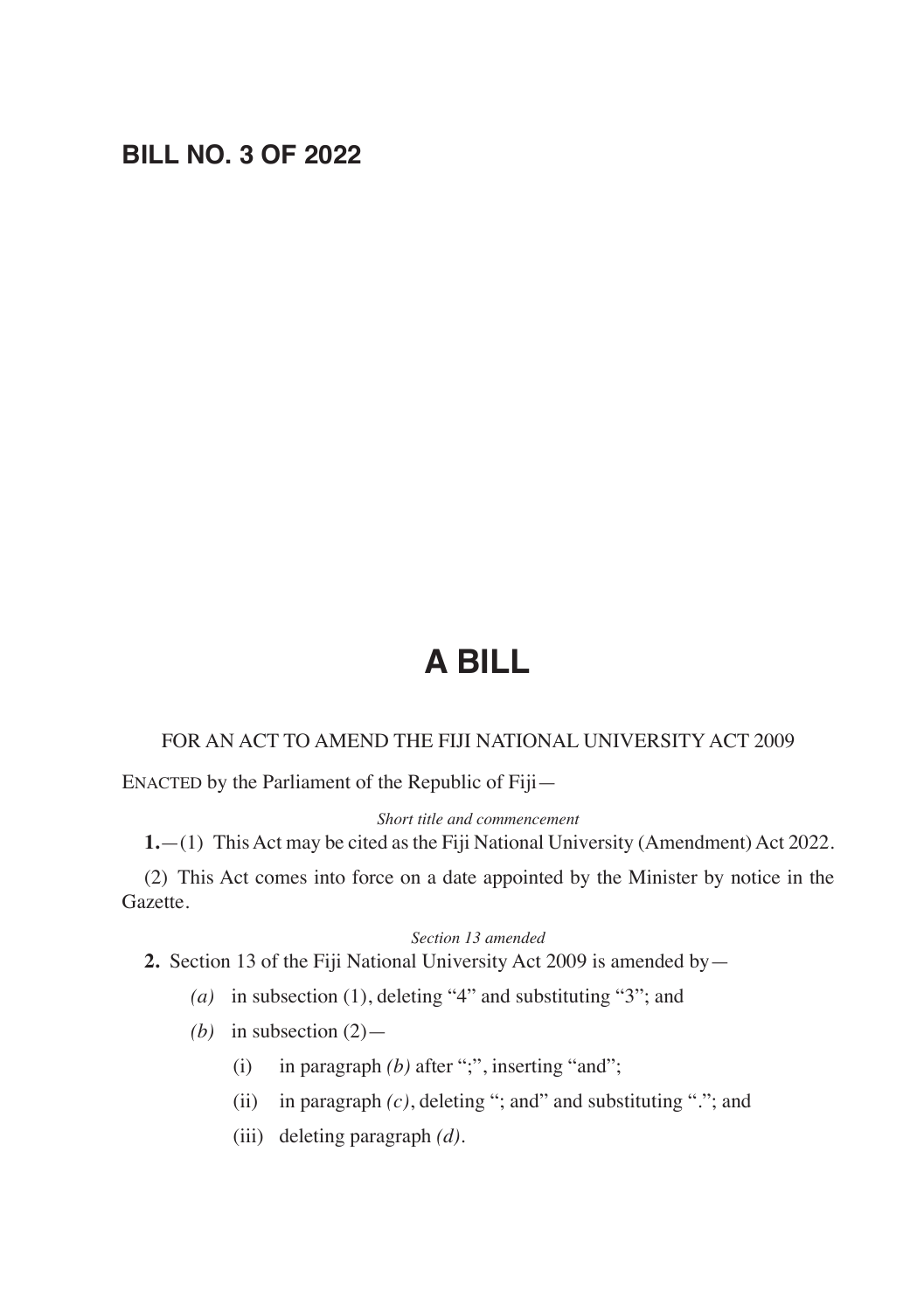# BILL NO. 3 OF 2022

# A BILL

FOR AN ACT TO AMEND THE FIJI NATIONAL UNIVERSITY ACT 2009

ENACTED by the Parliament of the Republic of Fiji—

*Short title and commencement*

**1.**—(1) This Act may be cited as the Fiji National University (Amendment) Act 2022.

(2) This Act comes into force on a date appointed by the Minister by notice in the Gazette.

*Section 13 amended*

**2.** Section 13 of the Fiji National University Act 2009 is amended by—

*(a)* in subsection (1), deleting "4" and substituting "3"; and

*(b)* in subsection (2)—

(i) in paragraph *(b)* after ";", inserting "and";

(ii) in paragraph *(c)*, deleting "; and" and substituting "."; and

(iii) deleting paragraph *(d)*.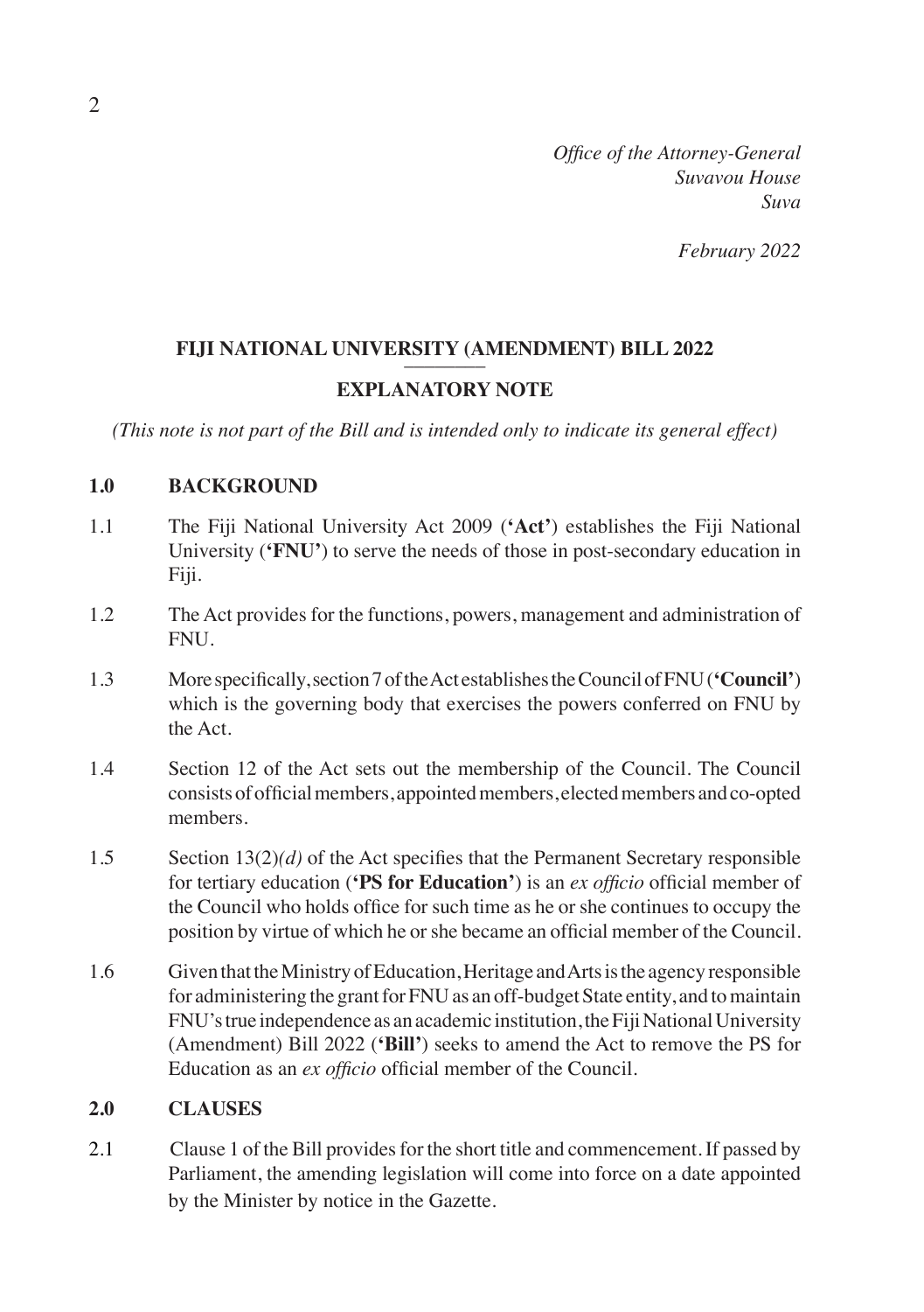*Office of the Attorney-General*
*Suvavou House*
*Suva*

*February 2022*

## FIJI NATIONAL UNIVERSITY (AMENDMENT) BILL 2022

## EXPLANATORY NOTE

*(This note is not part of the Bill and is intended only to indicate its general effect)*

### 1.0 BACKGROUND

1.1 The Fiji National University Act 2009 (**'Act'**) establishes the Fiji National University (**'FNU'**) to serve the needs of those in post-secondary education in Fiji.

1.2 The Act provides for the functions, powers, management and administration of FNU.

1.3 More specifically, section 7 of the Act establishes the Council of FNU (**'Council'**) which is the governing body that exercises the powers conferred on FNU by the Act.

1.4 Section 12 of the Act sets out the membership of the Council. The Council consists of official members, appointed members, elected members and co-opted members.

1.5 Section 13(2)*(d)* of the Act specifies that the Permanent Secretary responsible for tertiary education (**'PS for Education'**) is an *ex officio* official member of the Council who holds office for such time as he or she continues to occupy the position by virtue of which he or she became an official member of the Council.

1.6 Given that the Ministry of Education, Heritage and Arts is the agency responsible for administering the grant for FNU as an off-budget State entity, and to maintain FNU's true independence as an academic institution, the Fiji National University (Amendment) Bill 2022 (**'Bill'**) seeks to amend the Act to remove the PS for Education as an *ex officio* official member of the Council.

### 2.0 CLAUSES

2.1 Clause 1 of the Bill provides for the short title and commencement. If passed by Parliament, the amending legislation will come into force on a date appointed by the Minister by notice in the Gazette.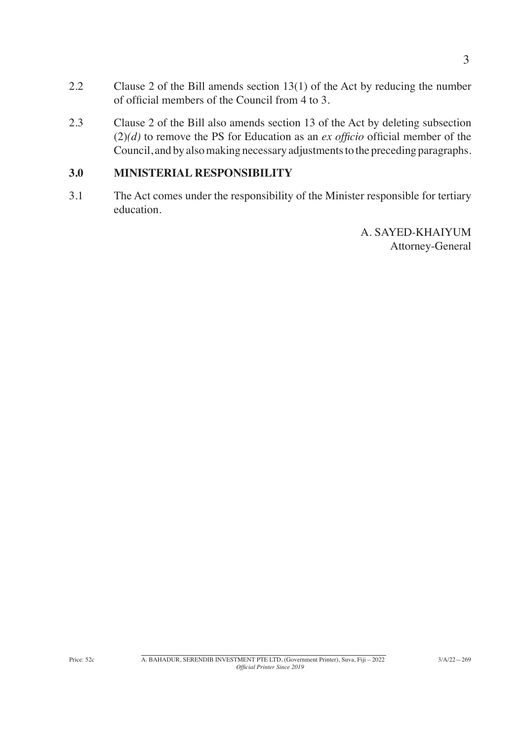2.2 Clause 2 of the Bill amends section 13(1) of the Act by reducing the number of official members of the Council from 4 to 3.

2.3 Clause 2 of the Bill also amends section 13 of the Act by deleting subsection (2)*(d)* to remove the PS for Education as an *ex officio* official member of the Council, and by also making necessary adjustments to the preceding paragraphs.

## 3.0 MINISTERIAL RESPONSIBILITY

3.1 The Act comes under the responsibility of the Minister responsible for tertiary education.

A. SAYED-KHAIYUM
Attorney-General

Price: 52c

A. BAHADUR, SERENDIB INVESTMENT PTE LTD, (Government Printer), Suva, Fiji – 2022
*Official Printer Since 2019*

3/A/22—269